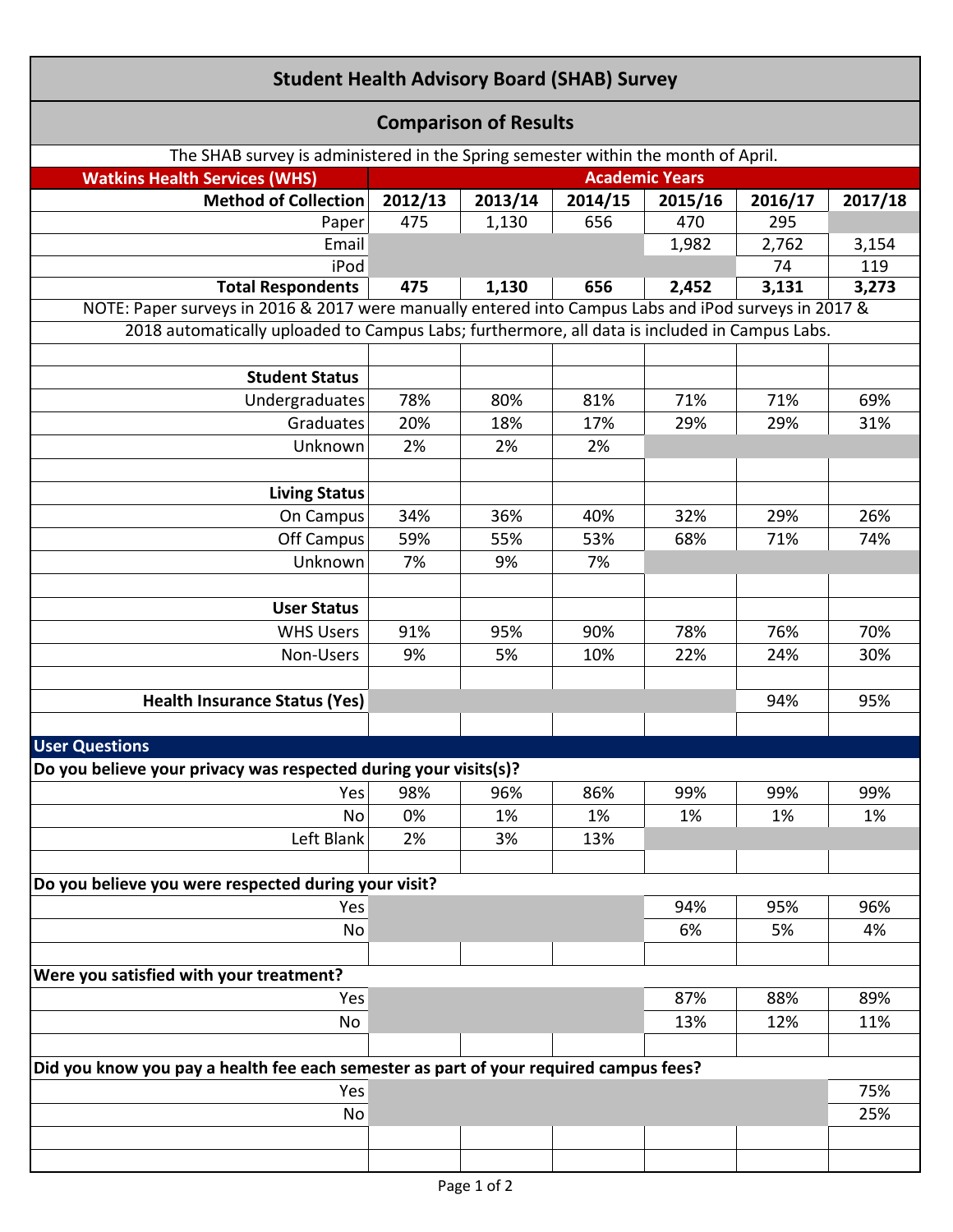# Student Health Advisory Board (SHAB) Survey

## Comparison of Results

The SHAB survey is administered in the Spring semester within the month of April.

| Watkins Health Services (WHS) | Academic Years | | | | | |
|---|---|---|---|---|---|---|
| **Method of Collection** | **2012/13** | **2013/14** | **2014/15** | **2015/16** | **2016/17** | **2017/18** |
| Paper | 475 | 1,130 | 656 | 470 | 295 | |
| Email | | | | 1,982 | 2,762 | 3,154 |
| iPod | | | | | 74 | 119 |
| **Total Respondents** | **475** | **1,130** | **656** | **2,452** | **3,131** | **3,273** |

NOTE: Paper surveys in 2016 & 2017 were manually entered into Campus Labs and iPod surveys in 2017 & 2018 automatically uploaded to Campus Labs; furthermore, all data is included in Campus Labs.

| | 2012/13 | 2013/14 | 2014/15 | 2015/16 | 2016/17 | 2017/18 |
|---|---|---|---|---|---|---|
| **Student Status** | | | | | | |
| Undergraduates | 78% | 80% | 81% | 71% | 71% | 69% |
| Graduates | 20% | 18% | 17% | 29% | 29% | 31% |
| Unknown | 2% | 2% | 2% | | | |
| **Living Status** | | | | | | |
| On Campus | 34% | 36% | 40% | 32% | 29% | 26% |
| Off Campus | 59% | 55% | 53% | 68% | 71% | 74% |
| Unknown | 7% | 9% | 7% | | | |
| **User Status** | | | | | | |
| WHS Users | 91% | 95% | 90% | 78% | 76% | 70% |
| Non-Users | 9% | 5% | 10% | 22% | 24% | 30% |
| **Health Insurance Status (Yes)** | | | | | 94% | 95% |

### User Questions

| | 2012/13 | 2013/14 | 2014/15 | 2015/16 | 2016/17 | 2017/18 |
|---|---|---|---|---|---|---|
| **Do you believe your privacy was respected during your visits(s)?** | | | | | | |
| Yes | 98% | 96% | 86% | 99% | 99% | 99% |
| No | 0% | 1% | 1% | 1% | 1% | 1% |
| Left Blank | 2% | 3% | 13% | | | |
| **Do you believe you were respected during your visit?** | | | | | | |
| Yes | | | | 94% | 95% | 96% |
| No | | | | 6% | 5% | 4% |
| **Were you satisfied with your treatment?** | | | | | | |
| Yes | | | | 87% | 88% | 89% |
| No | | | | 13% | 12% | 11% |
| **Did you know you pay a health fee each semester as part of your required campus fees?** | | | | | | |
| Yes | | | | | | 75% |
| No | | | | | | 25% |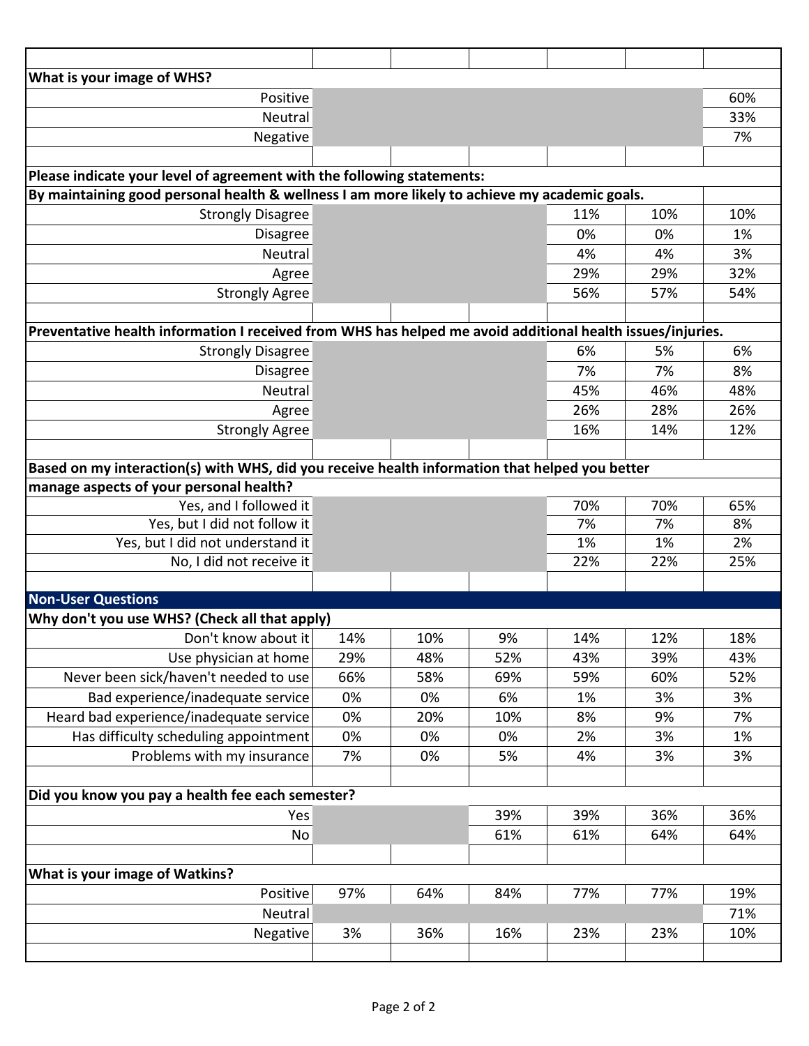| | | | | | | |
|---|---|---|---|---|---|---|
| | | | | | | |
| **What is your image of WHS?** | | | | | | |
| Positive | | | | | | 60% |
| Neutral | | | | | | 33% |
| Negative | | | | | | 7% |
| | | | | | | |
| **Please indicate your level of agreement with the following statements:** | | | | | | |
| **By maintaining good personal health & wellness I am more likely to achieve my academic goals.** | | | | | | |
| Strongly Disagree | | | | 11% | 10% | 10% |
| Disagree | | | | 0% | 0% | 1% |
| Neutral | | | | 4% | 4% | 3% |
| Agree | | | | 29% | 29% | 32% |
| Strongly Agree | | | | 56% | 57% | 54% |
| | | | | | | |
| **Preventative health information I received from WHS has helped me avoid additional health issues/injuries.** | | | | | | |
| Strongly Disagree | | | | 6% | 5% | 6% |
| Disagree | | | | 7% | 7% | 8% |
| Neutral | | | | 45% | 46% | 48% |
| Agree | | | | 26% | 28% | 26% |
| Strongly Agree | | | | 16% | 14% | 12% |
| | | | | | | |
| **Based on my interaction(s) with WHS, did you receive health information that helped you better manage aspects of your personal health?** | | | | | | |
| Yes, and I followed it | | | | 70% | 70% | 65% |
| Yes, but I did not follow it | | | | 7% | 7% | 8% |
| Yes, but I did not understand it | | | | 1% | 1% | 2% |
| No, I did not receive it | | | | 22% | 22% | 25% |
| | | | | | | |
| **Non-User Questions** | | | | | | |
| **Why don't you use WHS? (Check all that apply)** | | | | | | |
| Don't know about it | 14% | 10% | 9% | 14% | 12% | 18% |
| Use physician at home | 29% | 48% | 52% | 43% | 39% | 43% |
| Never been sick/haven't needed to use | 66% | 58% | 69% | 59% | 60% | 52% |
| Bad experience/inadequate service | 0% | 0% | 6% | 1% | 3% | 3% |
| Heard bad experience/inadequate service | 0% | 20% | 10% | 8% | 9% | 7% |
| Has difficulty scheduling appointment | 0% | 0% | 0% | 2% | 3% | 1% |
| Problems with my insurance | 7% | 0% | 5% | 4% | 3% | 3% |
| | | | | | | |
| **Did you know you pay a health fee each semester?** | | | | | | |
| Yes | | | 39% | 39% | 36% | 36% |
| No | | | 61% | 61% | 64% | 64% |
| | | | | | | |
| **What is your image of Watkins?** | | | | | | |
| Positive | 97% | 64% | 84% | 77% | 77% | 19% |
| Neutral | | | | | | 71% |
| Negative | 3% | 36% | 16% | 23% | 23% | 10% |